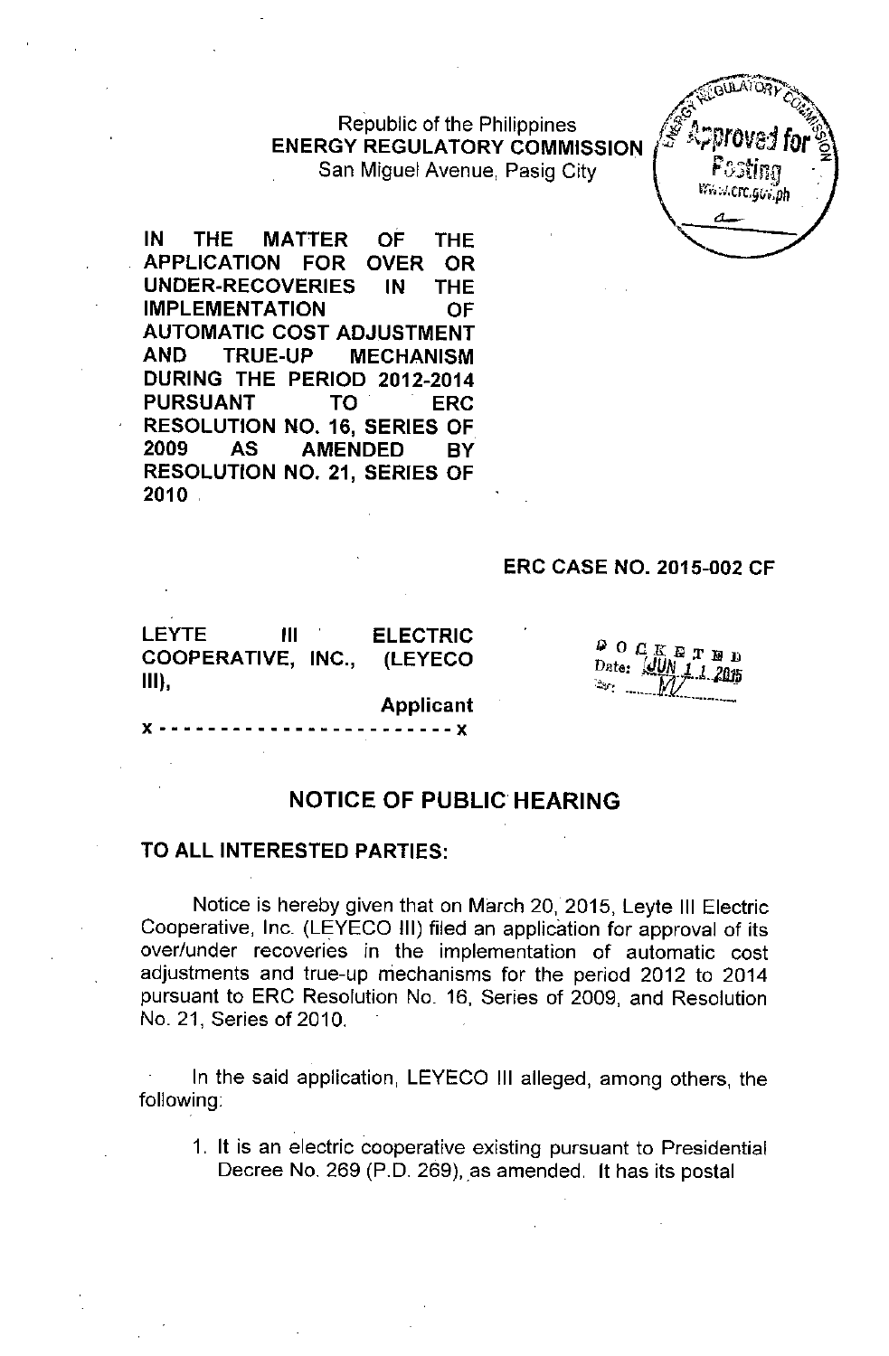Republic of the Philippines
**ENERGY REGULATORY COMMISSION**
San Miguel Avenue, Pasig City

Approved for Posting
www.erc.gov.ph

**IN THE MATTER OF THE APPLICATION FOR OVER OR UNDER-RECOVERIES IN THE IMPLEMENTATION OF AUTOMATIC COST ADJUSTMENT AND TRUE-UP MECHANISM DURING THE PERIOD 2012-2014 PURSUANT TO ERC RESOLUTION NO. 16, SERIES OF 2009 AS AMENDED BY RESOLUTION NO. 21, SERIES OF 2010**

**ERC CASE NO. 2015-002 CF**

**LEYTE III ELECTRIC COOPERATIVE, INC., (LEYECO III),**
**Applicant**
x - - - - - - - - - - - - - - - - - - - - - - - x

DOCKETED
Date: JUN 11 2015
By: MV

## NOTICE OF PUBLIC HEARING

**TO ALL INTERESTED PARTIES:**

Notice is hereby given that on March 20, 2015, Leyte III Electric Cooperative, Inc. (LEYECO III) filed an application for approval of its over/under recoveries in the implementation of automatic cost adjustments and true-up mechanisms for the period 2012 to 2014 pursuant to ERC Resolution No. 16, Series of 2009, and Resolution No. 21, Series of 2010.

In the said application, LEYECO III alleged, among others, the following:

1. It is an electric cooperative existing pursuant to Presidential Decree No. 269 (P.D. 269), as amended. It has its postal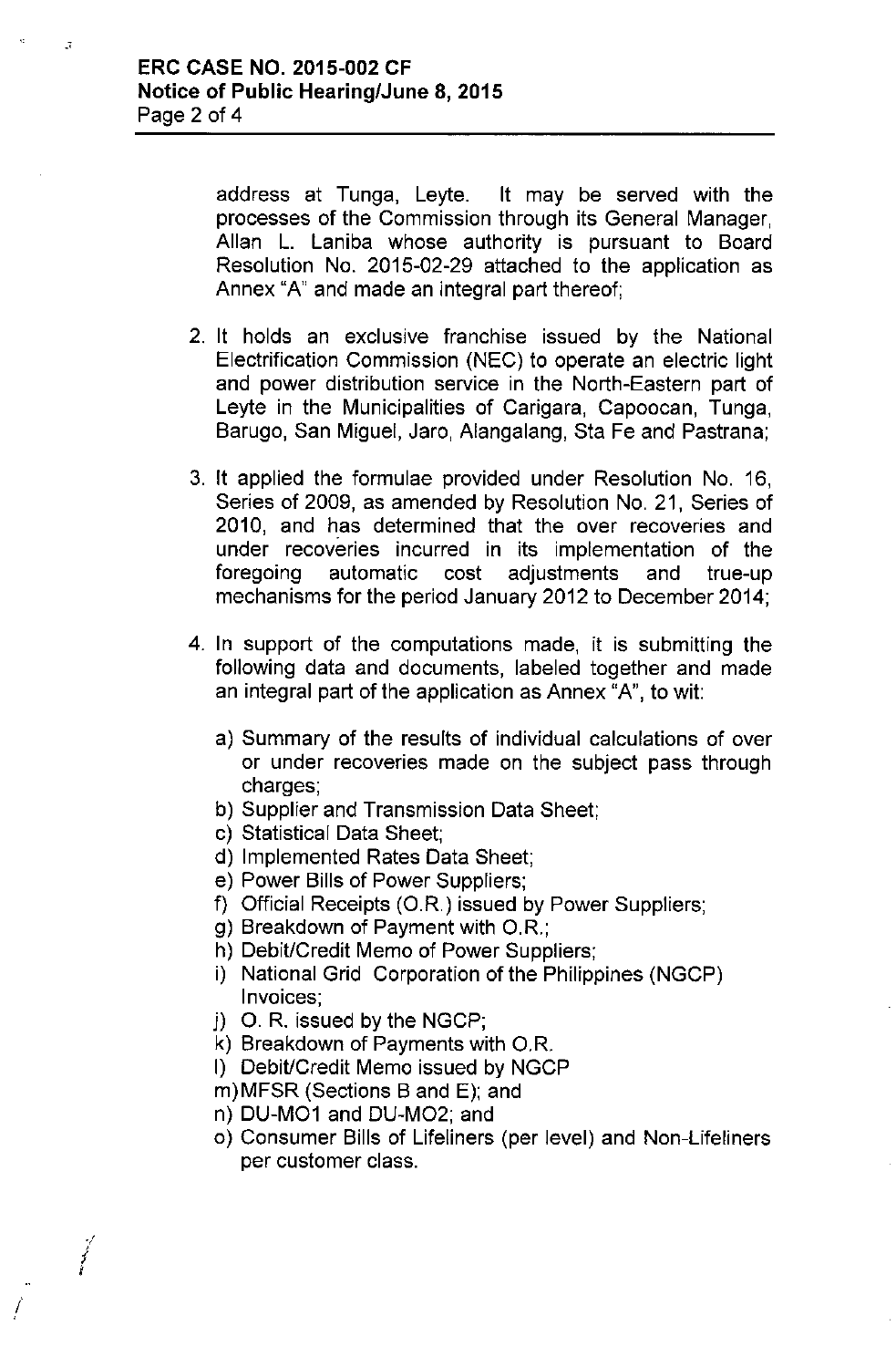address at Tunga, Leyte. It may be served with the processes of the Commission through its General Manager, Allan L. Laniba whose authority is pursuant to Board Resolution No. 2015-02-29 attached to the application as Annex "A" and made an integral part thereof;

2. It holds an exclusive franchise issued by the National Electrification Commission (NEC) to operate an electric light and power distribution service in the North-Eastern part of Leyte in the Municipalities of Carigara, Capoocan, Tunga, Barugo, San Miguel, Jaro, Alangalang, Sta Fe and Pastrana;

3. It applied the formulae provided under Resolution No. 16, Series of 2009, as amended by Resolution No. 21, Series of 2010, and has determined that the over recoveries and under recoveries incurred in its implementation of the foregoing automatic cost adjustments and true-up mechanisms for the period January 2012 to December 2014;

4. In support of the computations made, it is submitting the following data and documents, labeled together and made an integral part of the application as Annex "A", to wit:

   a) Summary of the results of individual calculations of over or under recoveries made on the subject pass through charges;
   b) Supplier and Transmission Data Sheet;
   c) Statistical Data Sheet;
   d) Implemented Rates Data Sheet;
   e) Power Bills of Power Suppliers;
   f) Official Receipts (O.R.) issued by Power Suppliers;
   g) Breakdown of Payment with O.R.;
   h) Debit/Credit Memo of Power Suppliers;
   i) National Grid Corporation of the Philippines (NGCP) Invoices;
   j) O. R. issued by the NGCP;
   k) Breakdown of Payments with O.R.
   l) Debit/Credit Memo issued by NGCP
   m) MFSR (Sections B and E); and
   n) DU-MO1 and DU-MO2; and
   o) Consumer Bills of Lifeliners (per level) and Non-Lifeliners per customer class.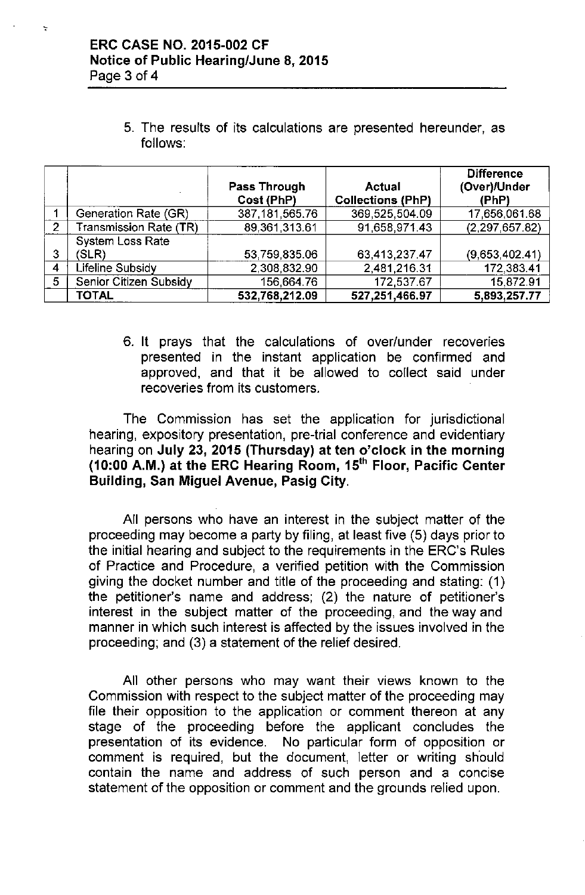5. The results of its calculations are presented hereunder, as follows:

| | | Pass Through Cost (PhP) | Actual Collections (PhP) | Difference (Over)/Under (PhP) |
|---|---|---|---|---|
| 1 | Generation Rate (GR) | 387,181,565.76 | 369,525,504.09 | 17,656,061.68 |
| 2 | Transmission Rate (TR) | 89,361,313.61 | 91,658,971.43 | (2,297,657.82) |
| 3 | System Loss Rate (SLR) | 53,759,835.06 | 63,413,237.47 | (9,653,402.41) |
| 4 | Lifeline Subsidy | 2,308,832.90 | 2,481,216.31 | 172,383.41 |
| 5 | Senior Citizen Subsidy | 156,664.76 | 172,537.67 | 15,872.91 |
| | **TOTAL** | **532,768,212.09** | **527,251,466.97** | **5,893,257.77** |

6. It prays that the calculations of over/under recoveries presented in the instant application be confirmed and approved, and that it be allowed to collect said under recoveries from its customers.

The Commission has set the application for jurisdictional hearing, expository presentation, pre-trial conference and evidentiary hearing on **July 23, 2015 (Thursday) at ten o'clock in the morning (10:00 A.M.) at the ERC Hearing Room, 15th Floor, Pacific Center Building, San Miguel Avenue, Pasig City.**

All persons who have an interest in the subject matter of the proceeding may become a party by filing, at least five (5) days prior to the initial hearing and subject to the requirements in the ERC's Rules of Practice and Procedure, a verified petition with the Commission giving the docket number and title of the proceeding and stating: (1) the petitioner's name and address; (2) the nature of petitioner's interest in the subject matter of the proceeding, and the way and manner in which such interest is affected by the issues involved in the proceeding; and (3) a statement of the relief desired.

All other persons who may want their views known to the Commission with respect to the subject matter of the proceeding may file their opposition to the application or comment thereon at any stage of the proceeding before the applicant concludes the presentation of its evidence. No particular form of opposition or comment is required, but the document, letter or writing should contain the name and address of such person and a concise statement of the opposition or comment and the grounds relied upon.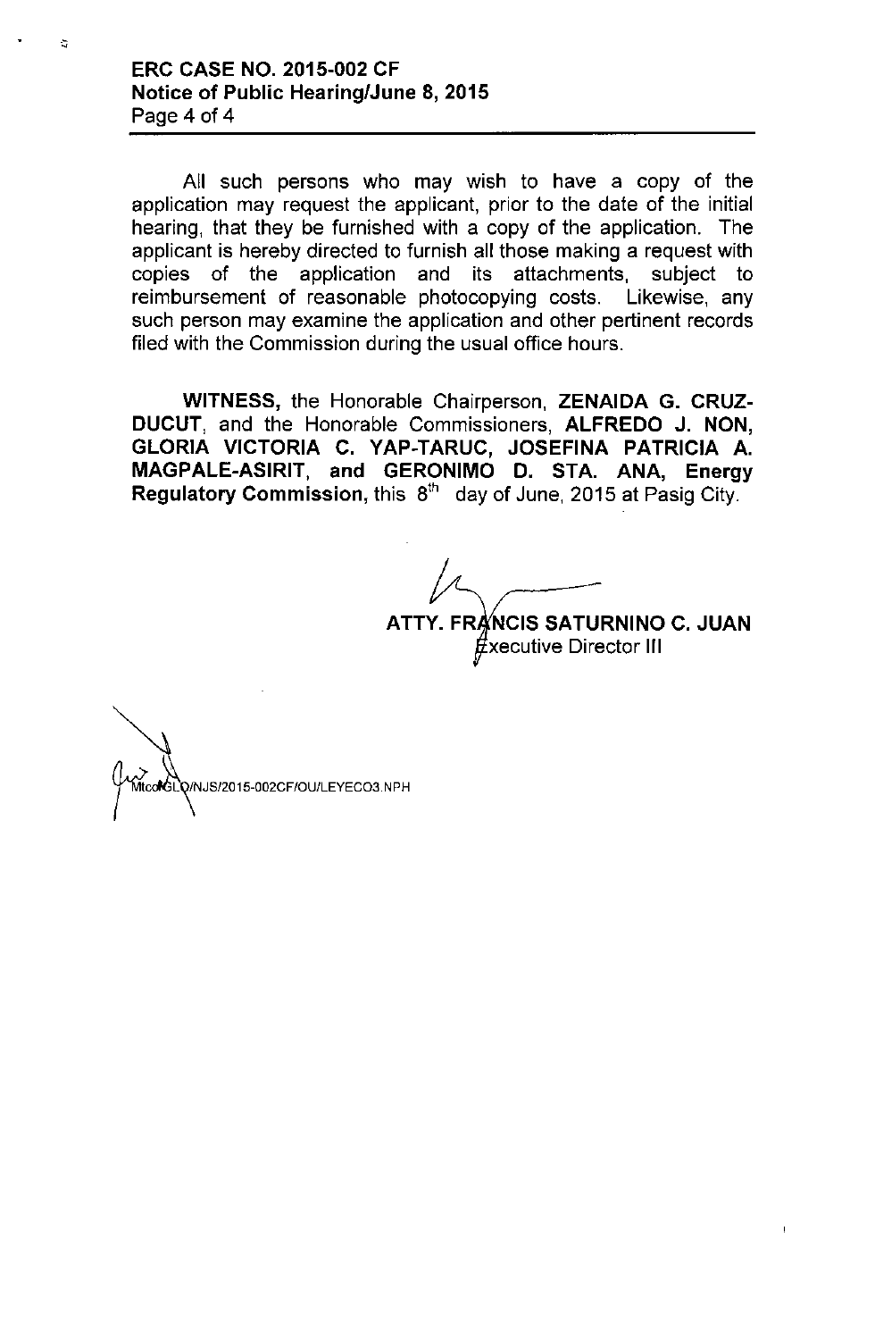All such persons who may wish to have a copy of the application may request the applicant, prior to the date of the initial hearing, that they be furnished with a copy of the application. The applicant is hereby directed to furnish all those making a request with copies of the application and its attachments, subject to reimbursement of reasonable photocopying costs. Likewise, any such person may examine the application and other pertinent records filed with the Commission during the usual office hours.

**WITNESS,** the Honorable Chairperson, **ZENAIDA G. CRUZ-DUCUT**, and the Honorable Commissioners, **ALFREDO J. NON, GLORIA VICTORIA C. YAP-TARUC, JOSEFINA PATRICIA A. MAGPALE-ASIRIT, and GERONIMO D. STA. ANA, Energy Regulatory Commission,** this 8th day of June, 2015 at Pasig City.

**ATTY. FRANCIS SATURNINO C. JUAN**
Executive Director III

MtcoGLO/NJS/2015-002CF/OU/LEYECO3.NPH